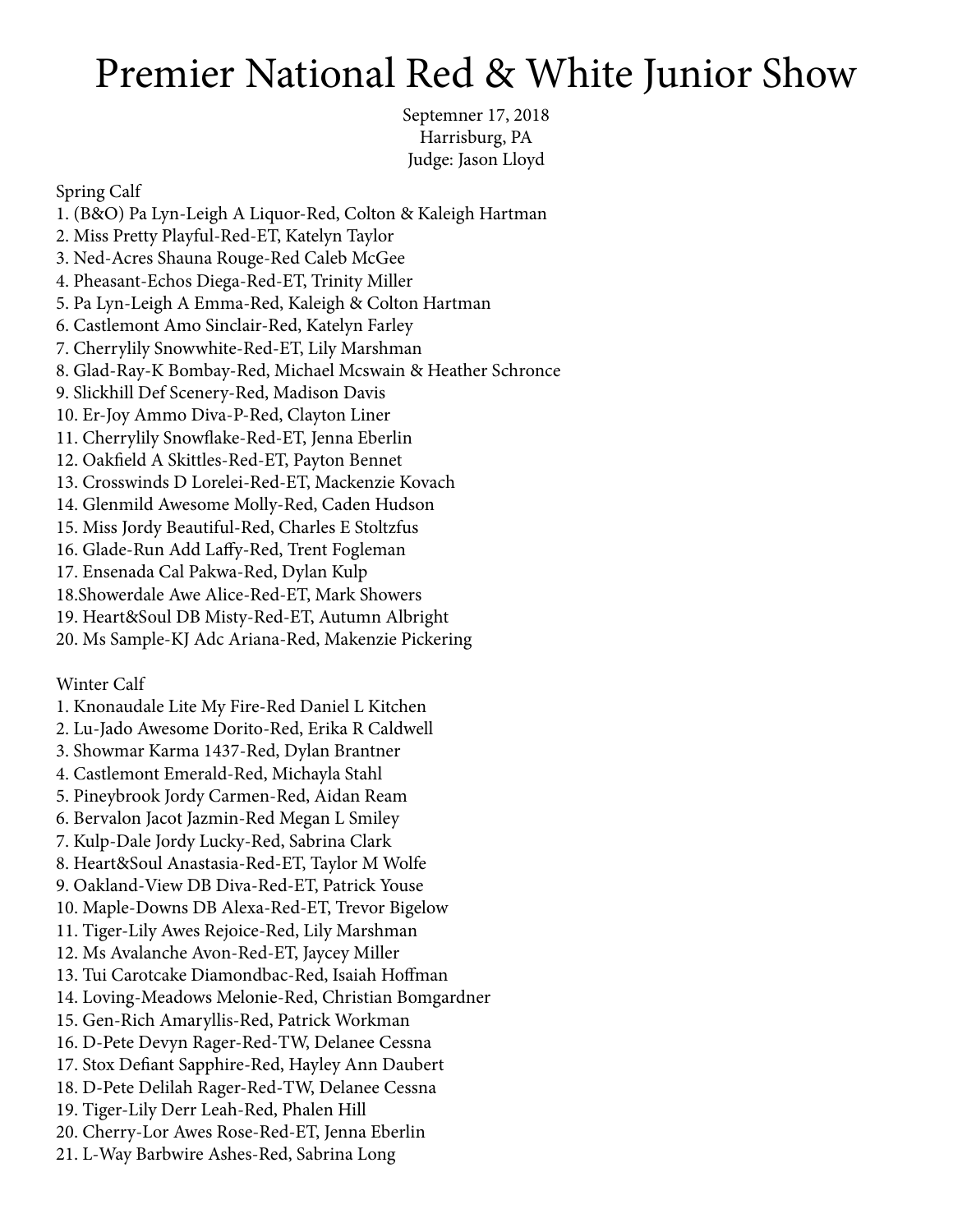# Premier National Red & White Junior Show

Septemner 17, 2018
Harrisburg, PA
Judge: Jason Lloyd

Spring Calf

1. (B&O) Pa Lyn-Leigh A Liquor-Red, Colton & Kaleigh Hartman
2. Miss Pretty Playful-Red-ET, Katelyn Taylor
3. Ned-Acres Shauna Rouge-Red Caleb McGee
4. Pheasant-Echos Diega-Red-ET, Trinity Miller
5. Pa Lyn-Leigh A Emma-Red, Kaleigh & Colton Hartman
6. Castlemont Amo Sinclair-Red, Katelyn Farley
7. Cherrylily Snowwhite-Red-ET, Lily Marshman
8. Glad-Ray-K Bombay-Red, Michael Mcswain & Heather Schronce
9. Slickhill Def Scenery-Red, Madison Davis
10. Er-Joy Ammo Diva-P-Red, Clayton Liner
11. Cherrylily Snowflake-Red-ET, Jenna Eberlin
12. Oakfield A Skittles-Red-ET, Payton Bennet
13. Crosswinds D Lorelei-Red-ET, Mackenzie Kovach
14. Glenmild Awesome Molly-Red, Caden Hudson
15. Miss Jordy Beautiful-Red, Charles E Stoltzfus
16. Glade-Run Add Laffy-Red, Trent Fogleman
17. Ensenada Cal Pakwa-Red, Dylan Kulp
18. Showerdale Awe Alice-Red-ET, Mark Showers
19. Heart&Soul DB Misty-Red-ET, Autumn Albright
20. Ms Sample-KJ Adc Ariana-Red, Makenzie Pickering

Winter Calf

1. Knonaudale Lite My Fire-Red Daniel L Kitchen
2. Lu-Jado Awesome Dorito-Red, Erika R Caldwell
3. Showmar Karma 1437-Red, Dylan Brantner
4. Castlemont Emerald-Red, Michayla Stahl
5. Pineybrook Jordy Carmen-Red, Aidan Ream
6. Bervalon Jacot Jazmin-Red Megan L Smiley
7. Kulp-Dale Jordy Lucky-Red, Sabrina Clark
8. Heart&Soul Anastasia-Red-ET, Taylor M Wolfe
9. Oakland-View DB Diva-Red-ET, Patrick Youse
10. Maple-Downs DB Alexa-Red-ET, Trevor Bigelow
11. Tiger-Lily Awes Rejoice-Red, Lily Marshman
12. Ms Avalanche Avon-Red-ET, Jaycey Miller
13. Tui Carotcake Diamondbac-Red, Isaiah Hoffman
14. Loving-Meadows Melonie-Red, Christian Bomgardner
15. Gen-Rich Amaryllis-Red, Patrick Workman
16. D-Pete Devyn Rager-Red-TW, Delanee Cessna
17. Stox Defiant Sapphire-Red, Hayley Ann Daubert
18. D-Pete Delilah Rager-Red-TW, Delanee Cessna
19. Tiger-Lily Derr Leah-Red, Phalen Hill
20. Cherry-Lor Awes Rose-Red-ET, Jenna Eberlin
21. L-Way Barbwire Ashes-Red, Sabrina Long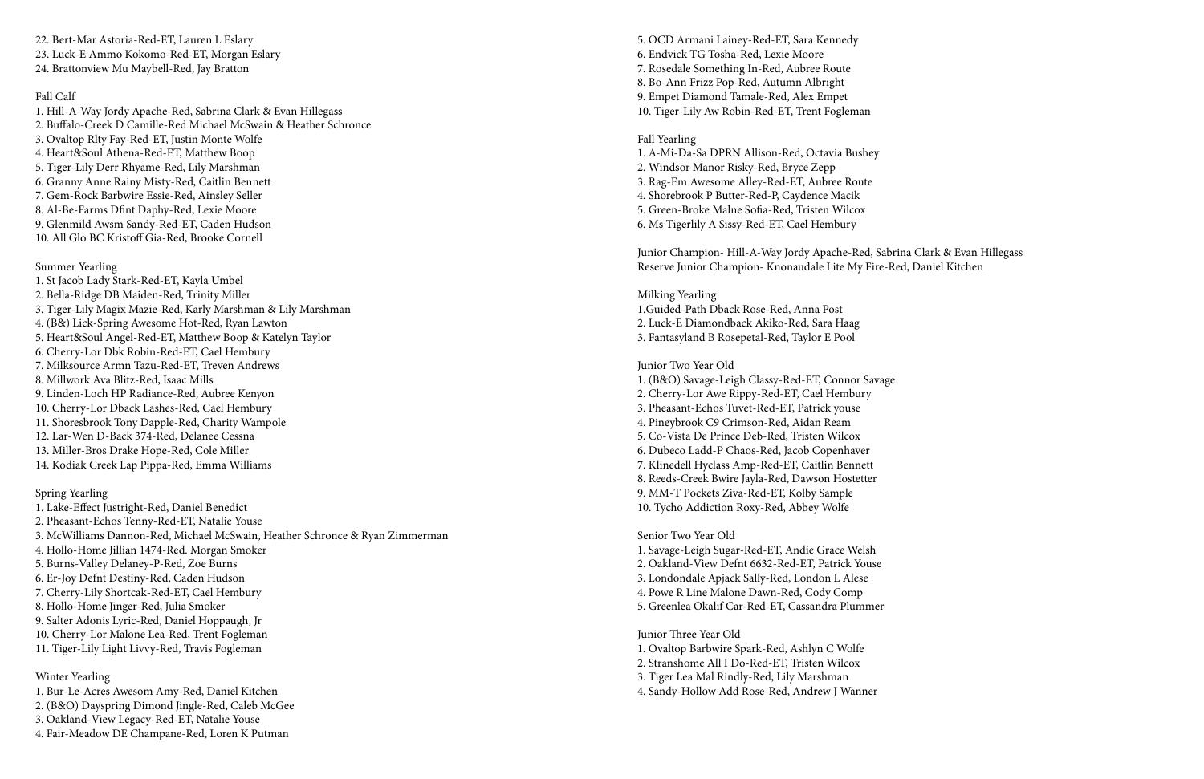22. Bert-Mar Astoria-Red-ET, Lauren L Eslary
23. Luck-E Ammo Kokomo-Red-ET, Morgan Eslary
24. Brattonview Mu Maybell-Red, Jay Bratton

Fall Calf

1. Hill-A-Way Jordy Apache-Red, Sabrina Clark & Evan Hillegass
2. Buffalo-Creek D Camille-Red Michael McSwain & Heather Schronce
3. Ovaltop Rlty Fay-Red-ET, Justin Monte Wolfe
4. Heart&Soul Athena-Red-ET, Matthew Boop
5. Tiger-Lily Derr Rhyame-Red, Lily Marshman
6. Granny Anne Rainy Misty-Red, Caitlin Bennett
7. Gem-Rock Barbwire Essie-Red, Ainsley Seller
8. Al-Be-Farms Dfint Daphy-Red, Lexie Moore
9. Glenmild Awsm Sandy-Red-ET, Caden Hudson
10. All Glo BC Kristoff Gia-Red, Brooke Cornell

Summer Yearling

1. St Jacob Lady Stark-Red-ET, Kayla Umbel
2. Bella-Ridge DB Maiden-Red, Trinity Miller
3. Tiger-Lily Magix Mazie-Red, Karly Marshman & Lily Marshman
4. (B&) Lick-Spring Awesome Hot-Red, Ryan Lawton
5. Heart&Soul Angel-Red-ET, Matthew Boop & Katelyn Taylor
6. Cherry-Lor Dbk Robin-Red-ET, Cael Hembury
7. Milksource Armn Tazu-Red-ET, Treven Andrews
8. Millwork Ava Blitz-Red, Isaac Mills
9. Linden-Loch HP Radiance-Red, Aubree Kenyon
10. Cherry-Lor Dback Lashes-Red, Cael Hembury
11. Shoresbrook Tony Dapple-Red, Charity Wampole
12. Lar-Wen D-Back 374-Red, Delanee Cessna
13. Miller-Bros Drake Hope-Red, Cole Miller
14. Kodiak Creek Lap Pippa-Red, Emma Williams

Spring Yearling

1. Lake-Effect Justright-Red, Daniel Benedict
2. Pheasant-Echos Tenny-Red-ET, Natalie Youse
3. McWilliams Dannon-Red, Michael McSwain, Heather Schronce & Ryan Zimmerman
4. Hollo-Home Jillian 1474-Red. Morgan Smoker
5. Burns-Valley Delaney-P-Red, Zoe Burns
6. Er-Joy Defnt Destiny-Red, Caden Hudson
7. Cherry-Lily Shortcak-Red-ET, Cael Hembury
8. Hollo-Home Jinger-Red, Julia Smoker
9. Salter Adonis Lyric-Red, Daniel Hoppaugh, Jr
10. Cherry-Lor Malone Lea-Red, Trent Fogleman
11. Tiger-Lily Light Livvy-Red, Travis Fogleman

Winter Yearling

1. Bur-Le-Acres Awesom Amy-Red, Daniel Kitchen
2. (B&O) Dayspring Dimond Jingle-Red, Caleb McGee
3. Oakland-View Legacy-Red-ET, Natalie Youse
4. Fair-Meadow DE Champane-Red, Loren K Putman
5. OCD Armani Lainey-Red-ET, Sara Kennedy
6. Endvick TG Tosha-Red, Lexie Moore
7. Rosedale Something In-Red, Aubree Route
8. Bo-Ann Frizz Pop-Red, Autumn Albright
9. Empet Diamond Tamale-Red, Alex Empet
10. Tiger-Lily Aw Robin-Red-ET, Trent Fogleman

Fall Yearling

1. A-Mi-Da-Sa DPRN Allison-Red, Octavia Bushey
2. Windsor Manor Risky-Red, Bryce Zepp
3. Rag-Em Awesome Alley-Red-ET, Aubree Route
4. Shorebrook P Butter-Red-P, Caydence Macik
5. Green-Broke Malne Sofia-Red, Tristen Wilcox
6. Ms Tigerlily A Sissy-Red-ET, Cael Hembury

Junior Champion- Hill-A-Way Jordy Apache-Red, Sabrina Clark & Evan Hillegass
Reserve Junior Champion- Knonaudale Lite My Fire-Red, Daniel Kitchen

Milking Yearling

1. Guided-Path Dback Rose-Red, Anna Post
2. Luck-E Diamondback Akiko-Red, Sara Haag
3. Fantasyland B Rosepetal-Red, Taylor E Pool

Junior Two Year Old

1. (B&O) Savage-Leigh Classy-Red-ET, Connor Savage
2. Cherry-Lor Awe Rippy-Red-ET, Cael Hembury
3. Pheasant-Echos Tuvet-Red-ET, Patrick youse
4. Pineybrook C9 Crimson-Red, Aidan Ream
5. Co-Vista De Prince Deb-Red, Tristen Wilcox
6. Dubeco Ladd-P Chaos-Red, Jacob Copenhaver
7. Klinedell Hyclass Amp-Red-ET, Caitlin Bennett
8. Reeds-Creek Bwire Jayla-Red, Dawson Hostetter
9. MM-T Pockets Ziva-Red-ET, Kolby Sample
10. Tycho Addiction Roxy-Red, Abbey Wolfe

Senior Two Year Old

1. Savage-Leigh Sugar-Red-ET, Andie Grace Welsh
2. Oakland-View Defnt 6632-Red-ET, Patrick Youse
3. Londondale Apjack Sally-Red, London L Alese
4. Powe R Line Malone Dawn-Red, Cody Comp
5. Greenlea Okalif Car-Red-ET, Cassandra Plummer

Junior Three Year Old

1. Ovaltop Barbwire Spark-Red, Ashlyn C Wolfe
2. Stranshome All I Do-Red-ET, Tristen Wilcox
3. Tiger Lea Mal Rindly-Red, Lily Marshman
4. Sandy-Hollow Add Rose-Red, Andrew J Wanner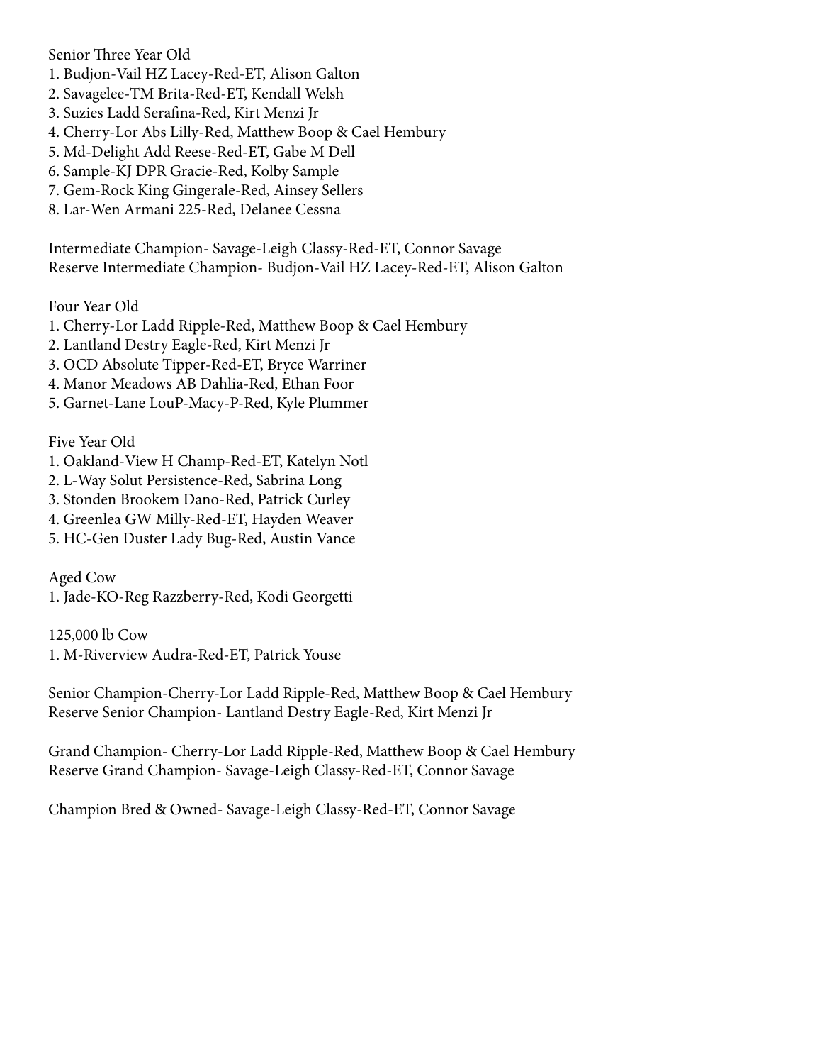Senior Three Year Old

1. Budjon-Vail HZ Lacey-Red-ET, Alison Galton
2. Savagelee-TM Brita-Red-ET, Kendall Welsh
3. Suzies Ladd Serafina-Red, Kirt Menzi Jr
4. Cherry-Lor Abs Lilly-Red, Matthew Boop & Cael Hembury
5. Md-Delight Add Reese-Red-ET, Gabe M Dell
6. Sample-KJ DPR Gracie-Red, Kolby Sample
7. Gem-Rock King Gingerale-Red, Ainsey Sellers
8. Lar-Wen Armani 225-Red, Delanee Cessna

Intermediate Champion- Savage-Leigh Classy-Red-ET, Connor Savage
Reserve Intermediate Champion- Budjon-Vail HZ Lacey-Red-ET, Alison Galton

Four Year Old

1. Cherry-Lor Ladd Ripple-Red, Matthew Boop & Cael Hembury
2. Lantland Destry Eagle-Red, Kirt Menzi Jr
3. OCD Absolute Tipper-Red-ET, Bryce Warriner
4. Manor Meadows AB Dahlia-Red, Ethan Foor
5. Garnet-Lane LouP-Macy-P-Red, Kyle Plummer

Five Year Old

1. Oakland-View H Champ-Red-ET, Katelyn Notl
2. L-Way Solut Persistence-Red, Sabrina Long
3. Stonden Brookem Dano-Red, Patrick Curley
4. Greenlea GW Milly-Red-ET, Hayden Weaver
5. HC-Gen Duster Lady Bug-Red, Austin Vance

Aged Cow

1. Jade-KO-Reg Razzberry-Red, Kodi Georgetti

125,000 lb Cow

1. M-Riverview Audra-Red-ET, Patrick Youse

Senior Champion-Cherry-Lor Ladd Ripple-Red, Matthew Boop & Cael Hembury
Reserve Senior Champion- Lantland Destry Eagle-Red, Kirt Menzi Jr

Grand Champion- Cherry-Lor Ladd Ripple-Red, Matthew Boop & Cael Hembury
Reserve Grand Champion- Savage-Leigh Classy-Red-ET, Connor Savage

Champion Bred & Owned- Savage-Leigh Classy-Red-ET, Connor Savage